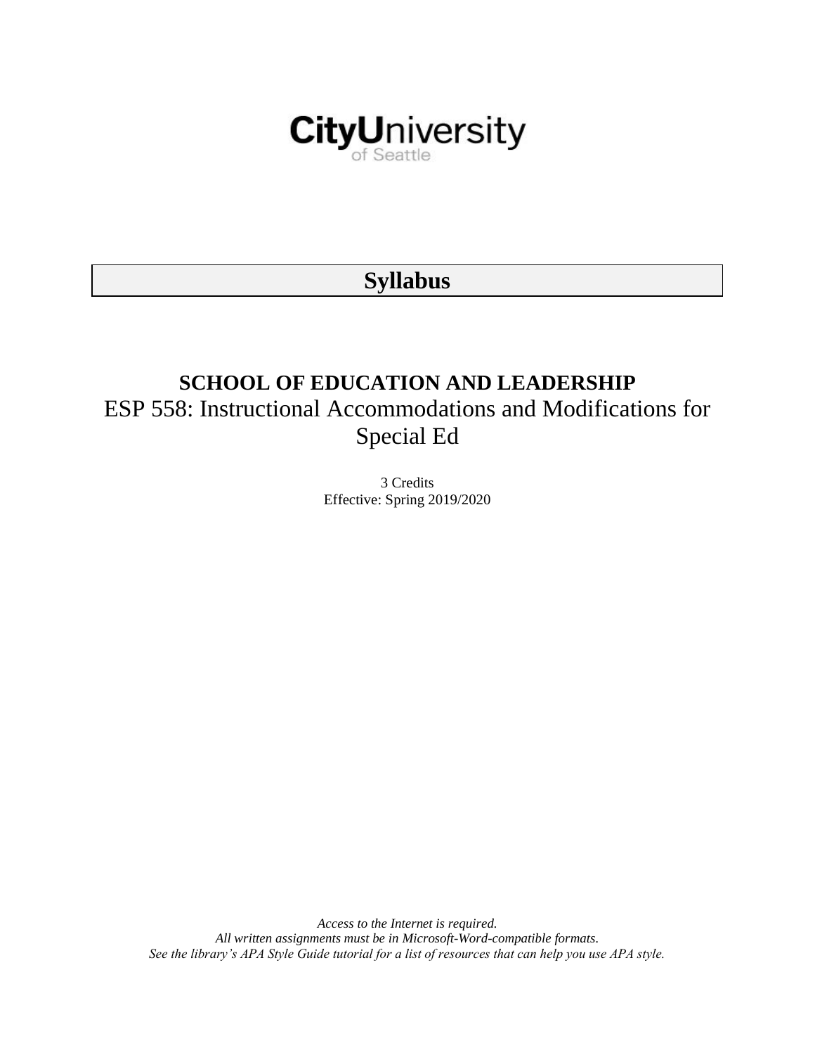CityUniversity of Seattle

# Syllabus

## SCHOOL OF EDUCATION AND LEADERSHIP

ESP 558: Instructional Accommodations and Modifications for Special Ed

3 Credits
Effective: Spring 2019/2020

*Access to the Internet is required.*
*All written assignments must be in Microsoft-Word-compatible formats.*
*See the library's APA Style Guide tutorial for a list of resources that can help you use APA style.*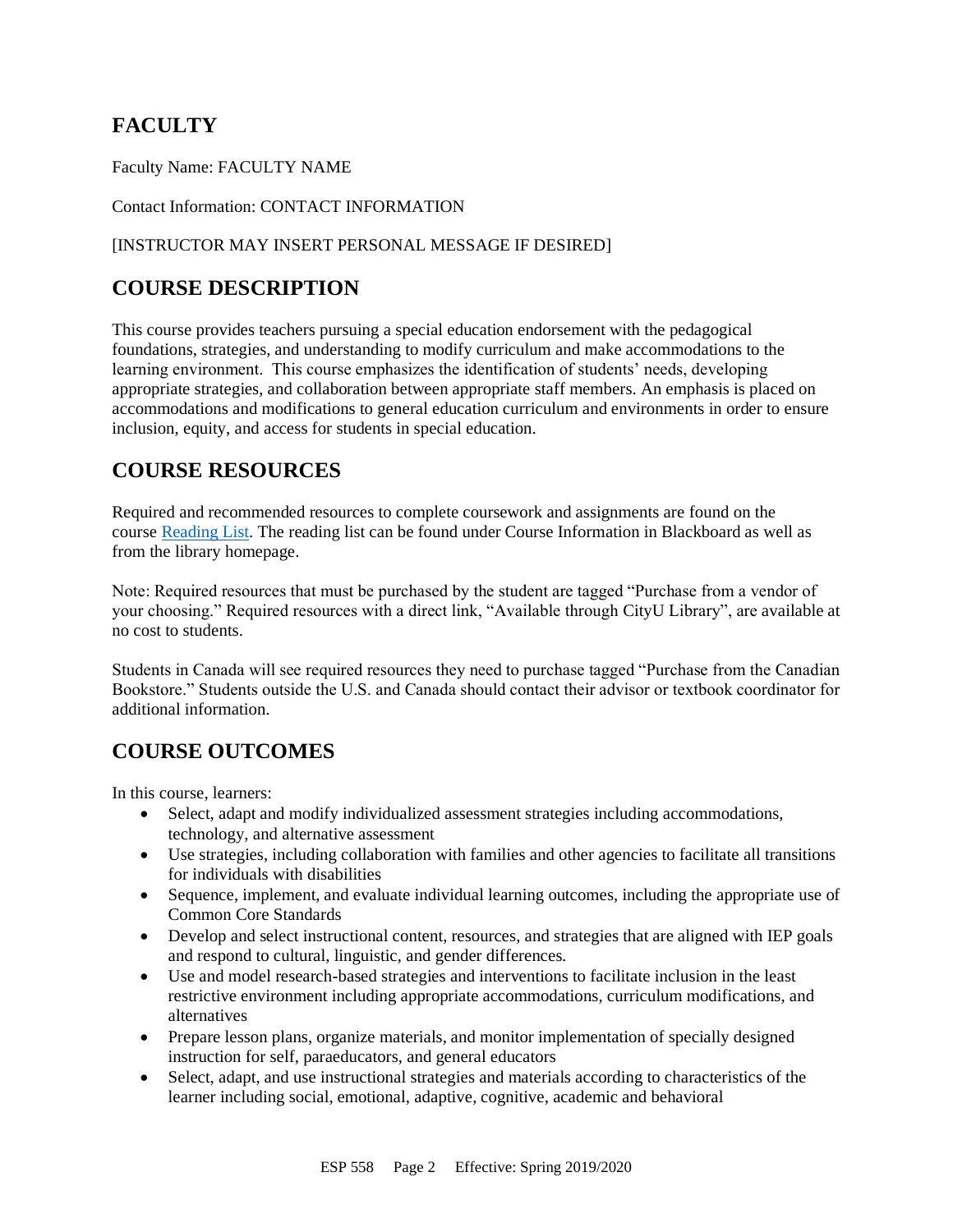## FACULTY

Faculty Name: FACULTY NAME

Contact Information: CONTACT INFORMATION

[INSTRUCTOR MAY INSERT PERSONAL MESSAGE IF DESIRED]

## COURSE DESCRIPTION

This course provides teachers pursuing a special education endorsement with the pedagogical foundations, strategies, and understanding to modify curriculum and make accommodations to the learning environment. This course emphasizes the identification of students' needs, developing appropriate strategies, and collaboration between appropriate staff members. An emphasis is placed on accommodations and modifications to general education curriculum and environments in order to ensure inclusion, equity, and access for students in special education.

## COURSE RESOURCES

Required and recommended resources to complete coursework and assignments are found on the course Reading List. The reading list can be found under Course Information in Blackboard as well as from the library homepage.

Note: Required resources that must be purchased by the student are tagged "Purchase from a vendor of your choosing." Required resources with a direct link, "Available through CityU Library", are available at no cost to students.

Students in Canada will see required resources they need to purchase tagged "Purchase from the Canadian Bookstore." Students outside the U.S. and Canada should contact their advisor or textbook coordinator for additional information.

## COURSE OUTCOMES

In this course, learners:

- Select, adapt and modify individualized assessment strategies including accommodations, technology, and alternative assessment
- Use strategies, including collaboration with families and other agencies to facilitate all transitions for individuals with disabilities
- Sequence, implement, and evaluate individual learning outcomes, including the appropriate use of Common Core Standards
- Develop and select instructional content, resources, and strategies that are aligned with IEP goals and respond to cultural, linguistic, and gender differences.
- Use and model research-based strategies and interventions to facilitate inclusion in the least restrictive environment including appropriate accommodations, curriculum modifications, and alternatives
- Prepare lesson plans, organize materials, and monitor implementation of specially designed instruction for self, paraeducators, and general educators
- Select, adapt, and use instructional strategies and materials according to characteristics of the learner including social, emotional, adaptive, cognitive, academic and behavioral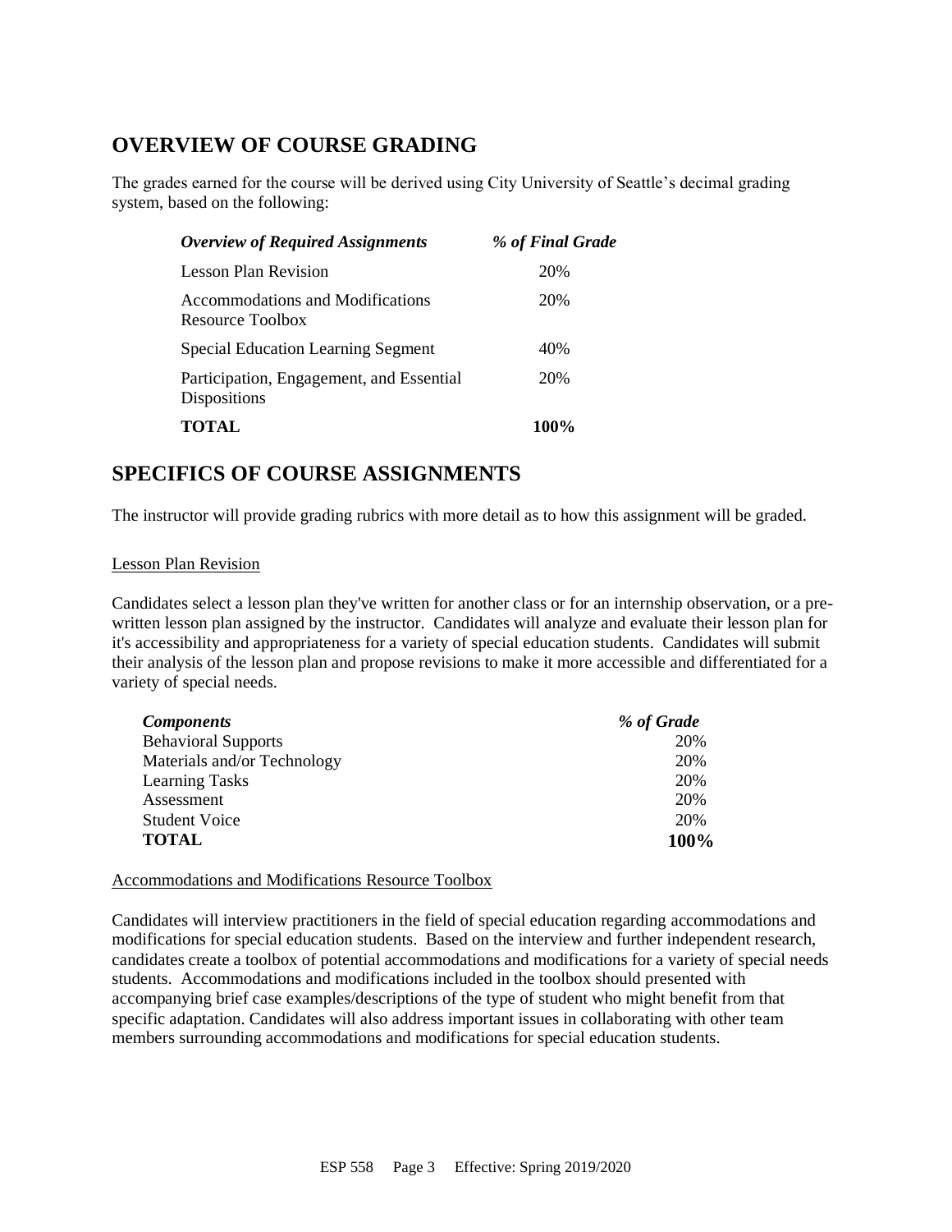## OVERVIEW OF COURSE GRADING

The grades earned for the course will be derived using City University of Seattle's decimal grading system, based on the following:

| *Overview of Required Assignments* | *% of Final Grade* |
|---|---|
| Lesson Plan Revision | 20% |
| Accommodations and Modifications Resource Toolbox | 20% |
| Special Education Learning Segment | 40% |
| Participation, Engagement, and Essential Dispositions | 20% |
| **TOTAL** | **100%** |

## SPECIFICS OF COURSE ASSIGNMENTS

The instructor will provide grading rubrics with more detail as to how this assignment will be graded.

Lesson Plan Revision

Candidates select a lesson plan they've written for another class or for an internship observation, or a pre-written lesson plan assigned by the instructor. Candidates will analyze and evaluate their lesson plan for it's accessibility and appropriateness for a variety of special education students. Candidates will submit their analysis of the lesson plan and propose revisions to make it more accessible and differentiated for a variety of special needs.

| *Components* | *% of Grade* |
|---|---|
| Behavioral Supports | 20% |
| Materials and/or Technology | 20% |
| Learning Tasks | 20% |
| Assessment | 20% |
| Student Voice | 20% |
| **TOTAL** | **100%** |

Accommodations and Modifications Resource Toolbox

Candidates will interview practitioners in the field of special education regarding accommodations and modifications for special education students. Based on the interview and further independent research, candidates create a toolbox of potential accommodations and modifications for a variety of special needs students. Accommodations and modifications included in the toolbox should presented with accompanying brief case examples/descriptions of the type of student who might benefit from that specific adaptation. Candidates will also address important issues in collaborating with other team members surrounding accommodations and modifications for special education students.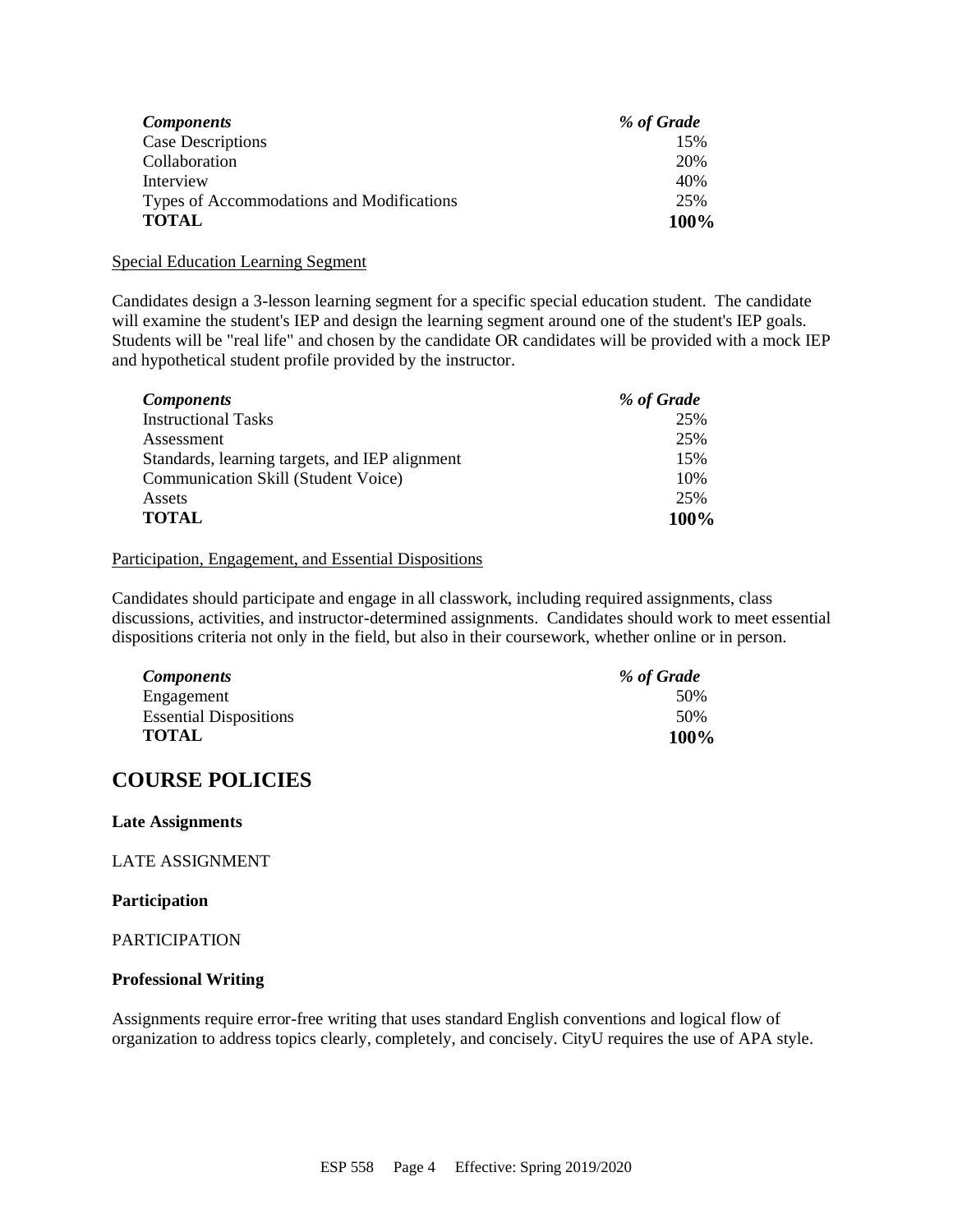| *Components* | *% of Grade* |
| --- | --- |
| Case Descriptions | 15% |
| Collaboration | 20% |
| Interview | 40% |
| Types of Accommodations and Modifications | 25% |
| **TOTAL** | **100%** |

Special Education Learning Segment

Candidates design a 3-lesson learning segment for a specific special education student. The candidate will examine the student's IEP and design the learning segment around one of the student's IEP goals. Students will be "real life" and chosen by the candidate OR candidates will be provided with a mock IEP and hypothetical student profile provided by the instructor.

| *Components* | *% of Grade* |
| --- | --- |
| Instructional Tasks | 25% |
| Assessment | 25% |
| Standards, learning targets, and IEP alignment | 15% |
| Communication Skill (Student Voice) | 10% |
| Assets | 25% |
| **TOTAL** | **100%** |

Participation, Engagement, and Essential Dispositions

Candidates should participate and engage in all classwork, including required assignments, class discussions, activities, and instructor-determined assignments. Candidates should work to meet essential dispositions criteria not only in the field, but also in their coursework, whether online or in person.

| *Components* | *% of Grade* |
| --- | --- |
| Engagement | 50% |
| Essential Dispositions | 50% |
| **TOTAL** | **100%** |

## COURSE POLICIES

**Late Assignments**

LATE ASSIGNMENT

**Participation**

PARTICIPATION

**Professional Writing**

Assignments require error-free writing that uses standard English conventions and logical flow of organization to address topics clearly, completely, and concisely. CityU requires the use of APA style.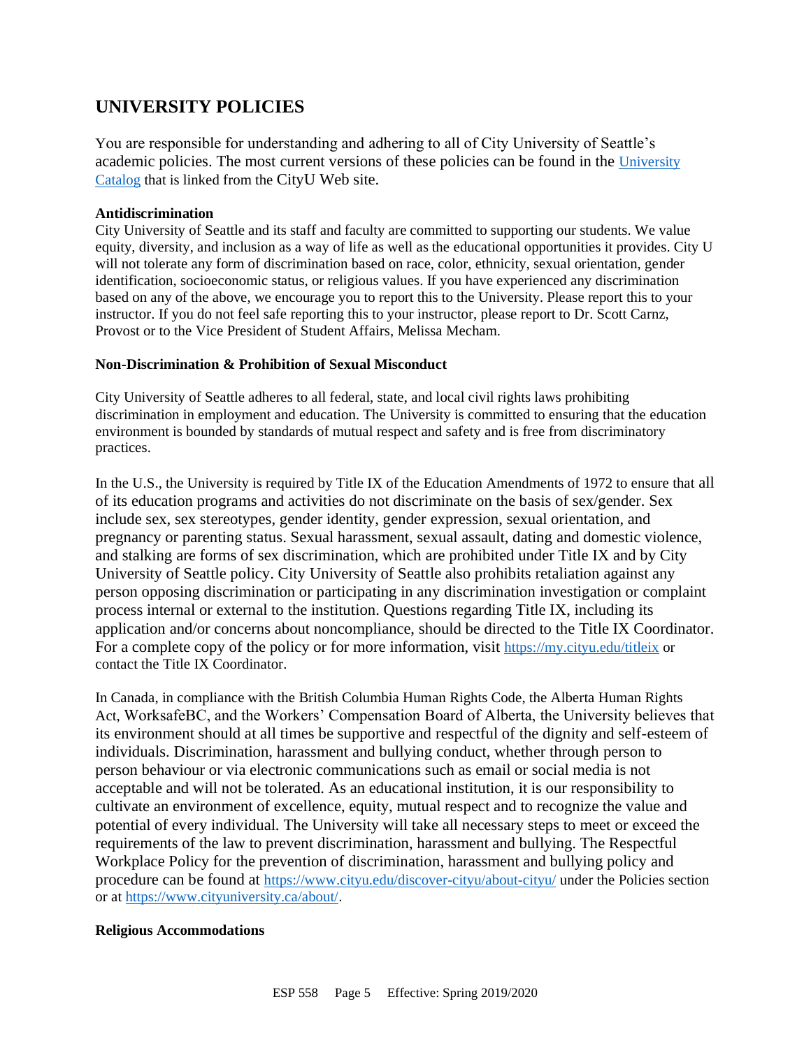## UNIVERSITY POLICIES

You are responsible for understanding and adhering to all of City University of Seattle's academic policies. The most current versions of these policies can be found in the [University Catalog](University Catalog) that is linked from the CityU Web site.

**Antidiscrimination**

City University of Seattle and its staff and faculty are committed to supporting our students. We value equity, diversity, and inclusion as a way of life as well as the educational opportunities it provides. City U will not tolerate any form of discrimination based on race, color, ethnicity, sexual orientation, gender identification, socioeconomic status, or religious values. If you have experienced any discrimination based on any of the above, we encourage you to report this to the University. Please report this to your instructor. If you do not feel safe reporting this to your instructor, please report to Dr. Scott Carnz, Provost or to the Vice President of Student Affairs, Melissa Mecham.

**Non-Discrimination & Prohibition of Sexual Misconduct**

City University of Seattle adheres to all federal, state, and local civil rights laws prohibiting discrimination in employment and education. The University is committed to ensuring that the education environment is bounded by standards of mutual respect and safety and is free from discriminatory practices.

In the U.S., the University is required by Title IX of the Education Amendments of 1972 to ensure that all of its education programs and activities do not discriminate on the basis of sex/gender. Sex include sex, sex stereotypes, gender identity, gender expression, sexual orientation, and pregnancy or parenting status. Sexual harassment, sexual assault, dating and domestic violence, and stalking are forms of sex discrimination, which are prohibited under Title IX and by City University of Seattle policy. City University of Seattle also prohibits retaliation against any person opposing discrimination or participating in any discrimination investigation or complaint process internal or external to the institution. Questions regarding Title IX, including its application and/or concerns about noncompliance, should be directed to the Title IX Coordinator. For a complete copy of the policy or for more information, visit https://my.cityu.edu/titleix or contact the Title IX Coordinator.

In Canada, in compliance with the British Columbia Human Rights Code, the Alberta Human Rights Act, WorksafeBC, and the Workers' Compensation Board of Alberta, the University believes that its environment should at all times be supportive and respectful of the dignity and self-esteem of individuals. Discrimination, harassment and bullying conduct, whether through person to person behaviour or via electronic communications such as email or social media is not acceptable and will not be tolerated. As an educational institution, it is our responsibility to cultivate an environment of excellence, equity, mutual respect and to recognize the value and potential of every individual. The University will take all necessary steps to meet or exceed the requirements of the law to prevent discrimination, harassment and bullying. The Respectful Workplace Policy for the prevention of discrimination, harassment and bullying policy and procedure can be found at https://www.cityu.edu/discover-cityu/about-cityu/ under the Policies section or at https://www.cityuniversity.ca/about/.

**Religious Accommodations**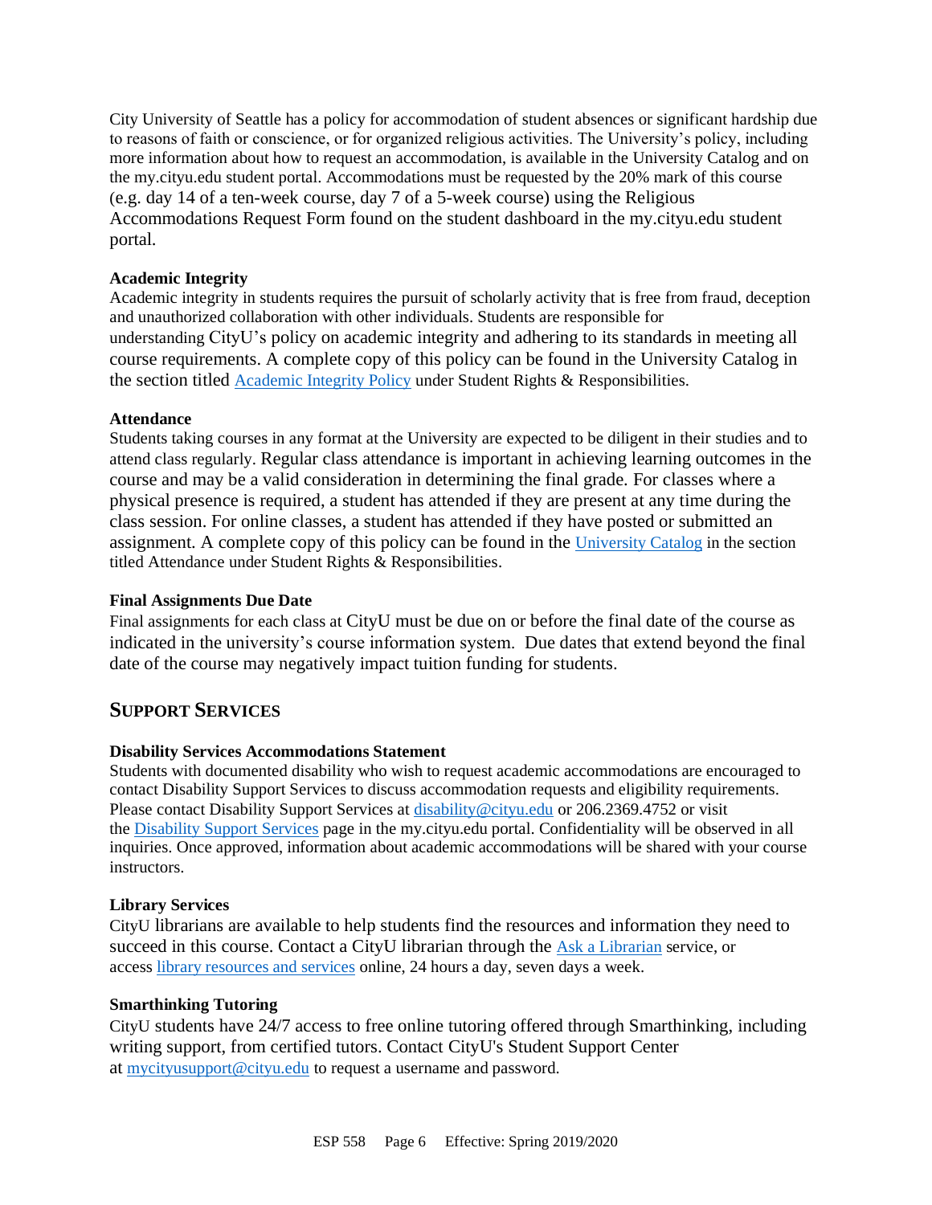City University of Seattle has a policy for accommodation of student absences or significant hardship due to reasons of faith or conscience, or for organized religious activities. The University's policy, including more information about how to request an accommodation, is available in the University Catalog and on the my.cityu.edu student portal. Accommodations must be requested by the 20% mark of this course (e.g. day 14 of a ten-week course, day 7 of a 5-week course) using the Religious Accommodations Request Form found on the student dashboard in the my.cityu.edu student portal.

**Academic Integrity**

Academic integrity in students requires the pursuit of scholarly activity that is free from fraud, deception and unauthorized collaboration with other individuals. Students are responsible for understanding CityU's policy on academic integrity and adhering to its standards in meeting all course requirements. A complete copy of this policy can be found in the University Catalog in the section titled Academic Integrity Policy under Student Rights & Responsibilities.

**Attendance**

Students taking courses in any format at the University are expected to be diligent in their studies and to attend class regularly. Regular class attendance is important in achieving learning outcomes in the course and may be a valid consideration in determining the final grade. For classes where a physical presence is required, a student has attended if they are present at any time during the class session. For online classes, a student has attended if they have posted or submitted an assignment. A complete copy of this policy can be found in the University Catalog in the section titled Attendance under Student Rights & Responsibilities.

**Final Assignments Due Date**

Final assignments for each class at CityU must be due on or before the final date of the course as indicated in the university's course information system. Due dates that extend beyond the final date of the course may negatively impact tuition funding for students.

## Support Services

**Disability Services Accommodations Statement**

Students with documented disability who wish to request academic accommodations are encouraged to contact Disability Support Services to discuss accommodation requests and eligibility requirements. Please contact Disability Support Services at disability@cityu.edu or 206.2369.4752 or visit the Disability Support Services page in the my.cityu.edu portal. Confidentiality will be observed in all inquiries. Once approved, information about academic accommodations will be shared with your course instructors.

**Library Services**

CityU librarians are available to help students find the resources and information they need to succeed in this course. Contact a CityU librarian through the Ask a Librarian service, or access library resources and services online, 24 hours a day, seven days a week.

**Smarthinking Tutoring**

CityU students have 24/7 access to free online tutoring offered through Smarthinking, including writing support, from certified tutors. Contact CityU's Student Support Center at mycityusupport@cityu.edu to request a username and password.